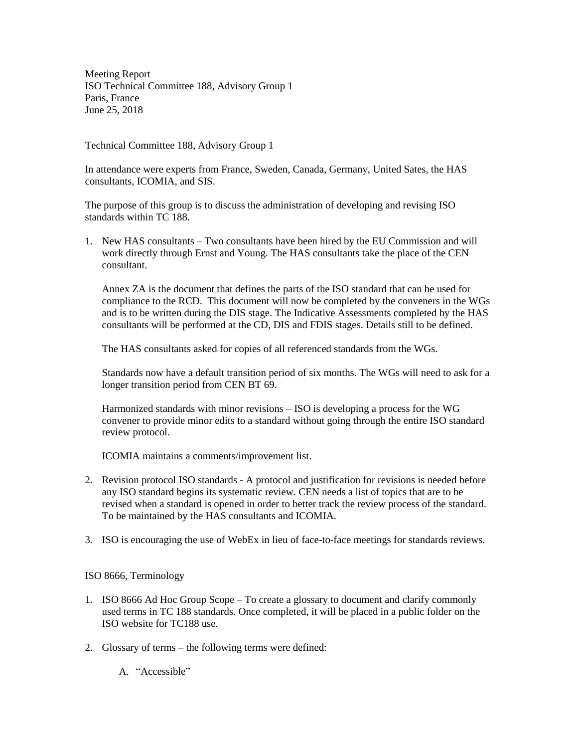Meeting Report
ISO Technical Committee 188, Advisory Group 1
Paris, France
June 25, 2018

Technical Committee 188, Advisory Group 1

In attendance were experts from France, Sweden, Canada, Germany, United Sates, the HAS consultants, ICOMIA, and SIS.

The purpose of this group is to discuss the administration of developing and revising ISO standards within TC 188.

1. New HAS consultants – Two consultants have been hired by the EU Commission and will work directly through Ernst and Young. The HAS consultants take the place of the CEN consultant.

   Annex ZA is the document that defines the parts of the ISO standard that can be used for compliance to the RCD. This document will now be completed by the conveners in the WGs and is to be written during the DIS stage. The Indicative Assessments completed by the HAS consultants will be performed at the CD, DIS and FDIS stages. Details still to be defined.

   The HAS consultants asked for copies of all referenced standards from the WGs.

   Standards now have a default transition period of six months. The WGs will need to ask for a longer transition period from CEN BT 69.

   Harmonized standards with minor revisions – ISO is developing a process for the WG convener to provide minor edits to a standard without going through the entire ISO standard review protocol.

   ICOMIA maintains a comments/improvement list.

2. Revision protocol ISO standards - A protocol and justification for revisions is needed before any ISO standard begins its systematic review. CEN needs a list of topics that are to be revised when a standard is opened in order to better track the review process of the standard. To be maintained by the HAS consultants and ICOMIA.

3. ISO is encouraging the use of WebEx in lieu of face-to-face meetings for standards reviews.

ISO 8666, Terminology

1. ISO 8666 Ad Hoc Group Scope – To create a glossary to document and clarify commonly used terms in TC 188 standards. Once completed, it will be placed in a public folder on the ISO website for TC188 use.

2. Glossary of terms – the following terms were defined:

   A. "Accessible"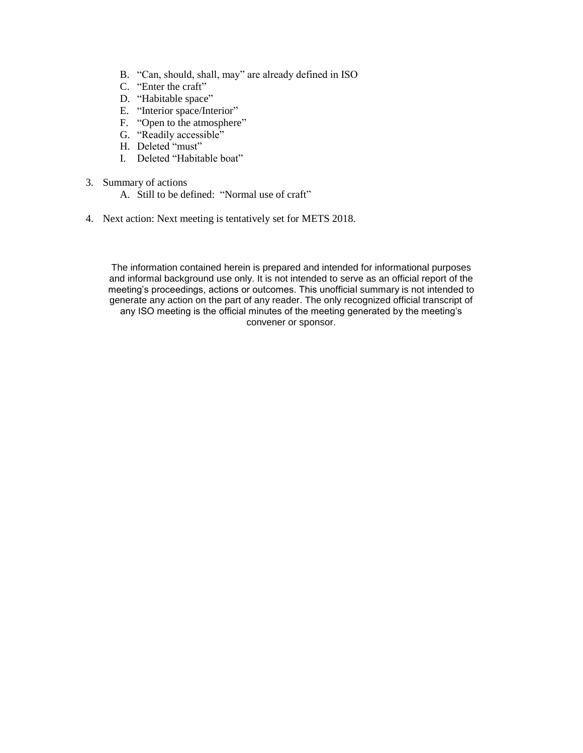B. "Can, should, shall, may" are already defined in ISO
C. "Enter the craft"
D. "Habitable space"
E. "Interior space/Interior"
F. "Open to the atmosphere"
G. "Readily accessible"
H. Deleted "must"
I. Deleted "Habitable boat"

3. Summary of actions
   A. Still to be defined: "Normal use of craft"

4. Next action: Next meeting is tentatively set for METS 2018.

The information contained herein is prepared and intended for informational purposes and informal background use only. It is not intended to serve as an official report of the meeting's proceedings, actions or outcomes. This unofficial summary is not intended to generate any action on the part of any reader. The only recognized official transcript of any ISO meeting is the official minutes of the meeting generated by the meeting's convener or sponsor.